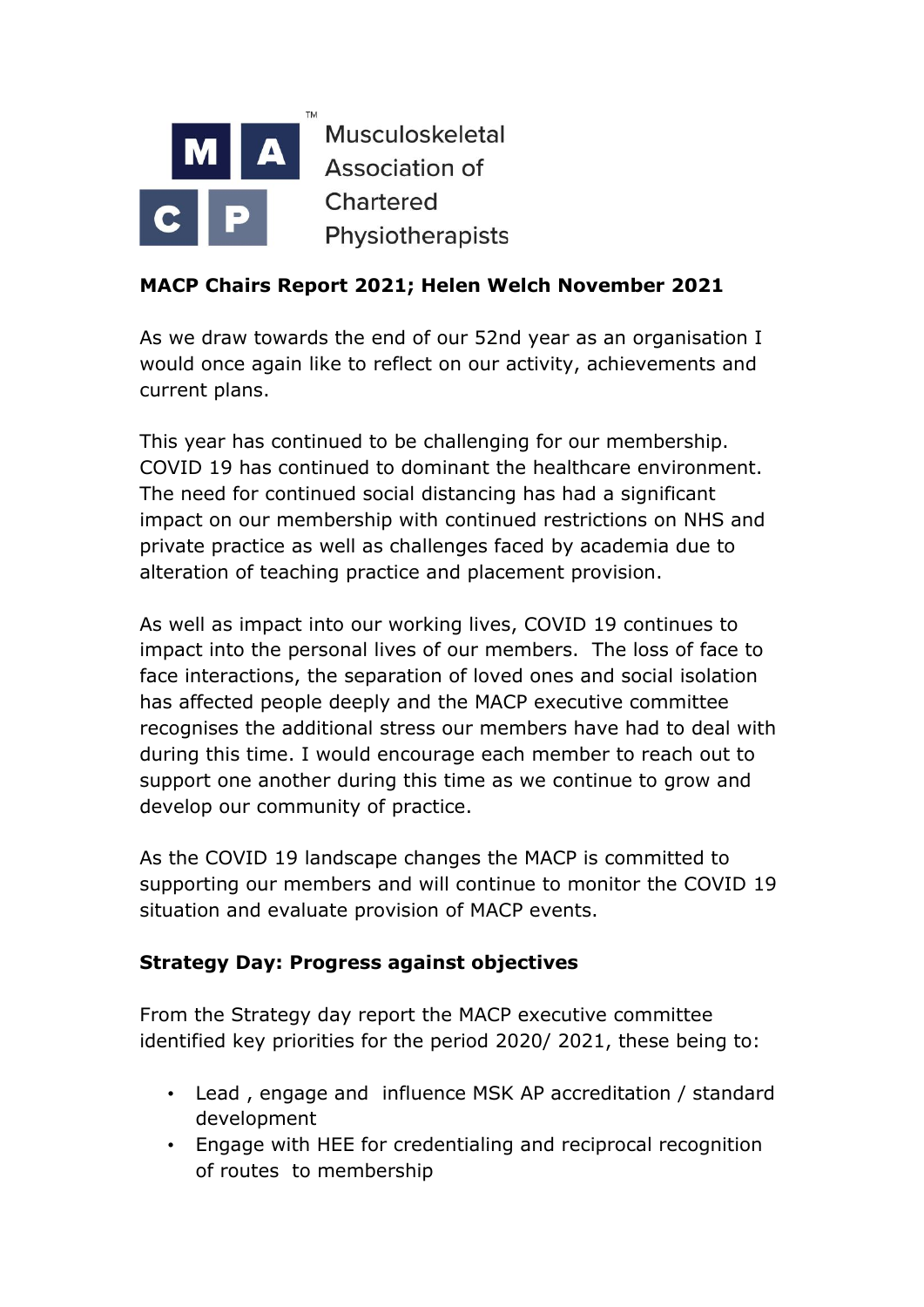Musculoskeletal Association of Chartered Physiotherapists

**MACP Chairs Report 2021; Helen Welch November 2021**

As we draw towards the end of our 52nd year as an organisation I would once again like to reflect on our activity, achievements and current plans.

This year has continued to be challenging for our membership. COVID 19 has continued to dominant the healthcare environment. The need for continued social distancing has had a significant impact on our membership with continued restrictions on NHS and private practice as well as challenges faced by academia due to alteration of teaching practice and placement provision.

As well as impact into our working lives, COVID 19 continues to impact into the personal lives of our members. The loss of face to face interactions, the separation of loved ones and social isolation has affected people deeply and the MACP executive committee recognises the additional stress our members have had to deal with during this time. I would encourage each member to reach out to support one another during this time as we continue to grow and develop our community of practice.

As the COVID 19 landscape changes the MACP is committed to supporting our members and will continue to monitor the COVID 19 situation and evaluate provision of MACP events.

**Strategy Day: Progress against objectives**

From the Strategy day report the MACP executive committee identified key priorities for the period 2020/ 2021, these being to:

- Lead , engage and influence MSK AP accreditation / standard development
- Engage with HEE for credentialing and reciprocal recognition of routes to membership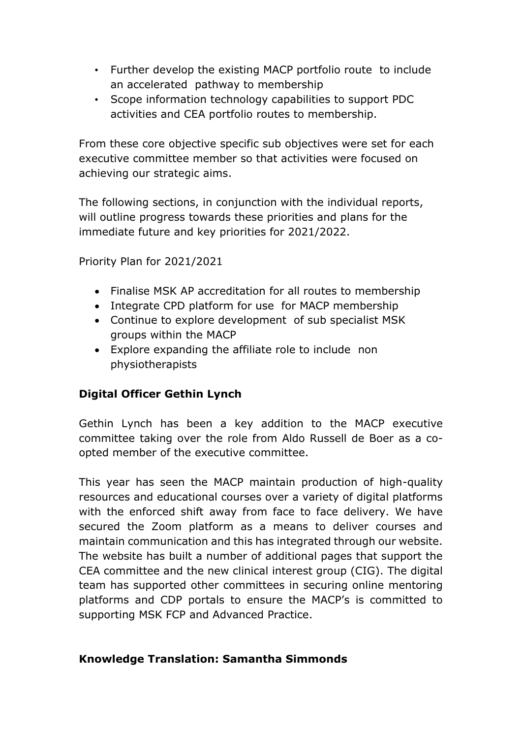- Further develop the existing MACP portfolio route to include an accelerated pathway to membership
- Scope information technology capabilities to support PDC activities and CEA portfolio routes to membership.

From these core objective specific sub objectives were set for each executive committee member so that activities were focused on achieving our strategic aims.

The following sections, in conjunction with the individual reports, will outline progress towards these priorities and plans for the immediate future and key priorities for 2021/2022.

Priority Plan for 2021/2021

- Finalise MSK AP accreditation for all routes to membership
- Integrate CPD platform for use for MACP membership
- Continue to explore development of sub specialist MSK groups within the MACP
- Explore expanding the affiliate role to include non physiotherapists

**Digital Officer Gethin Lynch**

Gethin Lynch has been a key addition to the MACP executive committee taking over the role from Aldo Russell de Boer as a co-opted member of the executive committee.

This year has seen the MACP maintain production of high-quality resources and educational courses over a variety of digital platforms with the enforced shift away from face to face delivery. We have secured the Zoom platform as a means to deliver courses and maintain communication and this has integrated through our website. The website has built a number of additional pages that support the CEA committee and the new clinical interest group (CIG). The digital team has supported other committees in securing online mentoring platforms and CDP portals to ensure the MACP's is committed to supporting MSK FCP and Advanced Practice.

**Knowledge Translation: Samantha Simmonds**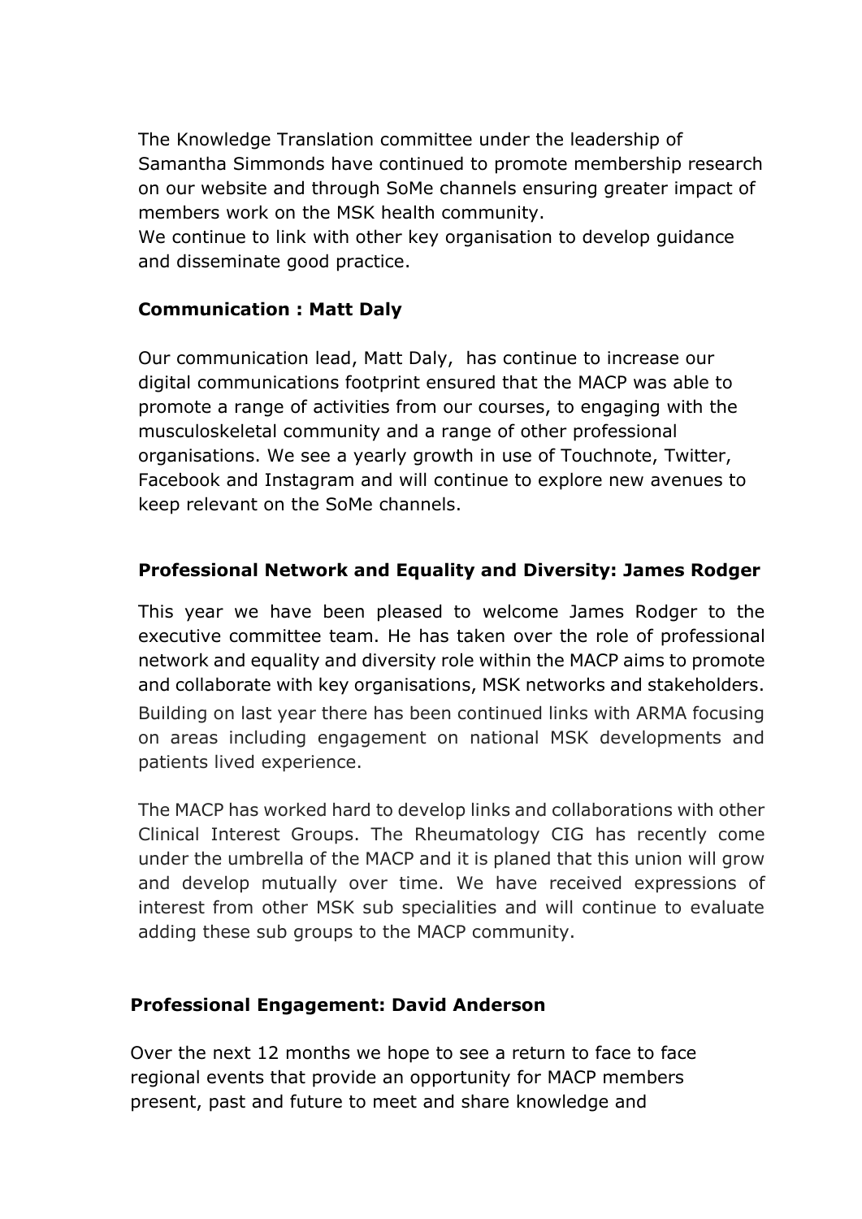The Knowledge Translation committee under the leadership of Samantha Simmonds have continued to promote membership research on our website and through SoMe channels ensuring greater impact of members work on the MSK health community.
We continue to link with other key organisation to develop guidance and disseminate good practice.

**Communication : Matt Daly**

Our communication lead, Matt Daly, has continue to increase our digital communications footprint ensured that the MACP was able to promote a range of activities from our courses, to engaging with the musculoskeletal community and a range of other professional organisations. We see a yearly growth in use of Touchnote, Twitter, Facebook and Instagram and will continue to explore new avenues to keep relevant on the SoMe channels.

**Professional Network and Equality and Diversity: James Rodger**

This year we have been pleased to welcome James Rodger to the executive committee team. He has taken over the role of professional network and equality and diversity role within the MACP aims to promote and collaborate with key organisations, MSK networks and stakeholders. Building on last year there has been continued links with ARMA focusing on areas including engagement on national MSK developments and patients lived experience.

The MACP has worked hard to develop links and collaborations with other Clinical Interest Groups. The Rheumatology CIG has recently come under the umbrella of the MACP and it is planed that this union will grow and develop mutually over time. We have received expressions of interest from other MSK sub specialities and will continue to evaluate adding these sub groups to the MACP community.

**Professional Engagement: David Anderson**

Over the next 12 months we hope to see a return to face to face regional events that provide an opportunity for MACP members present, past and future to meet and share knowledge and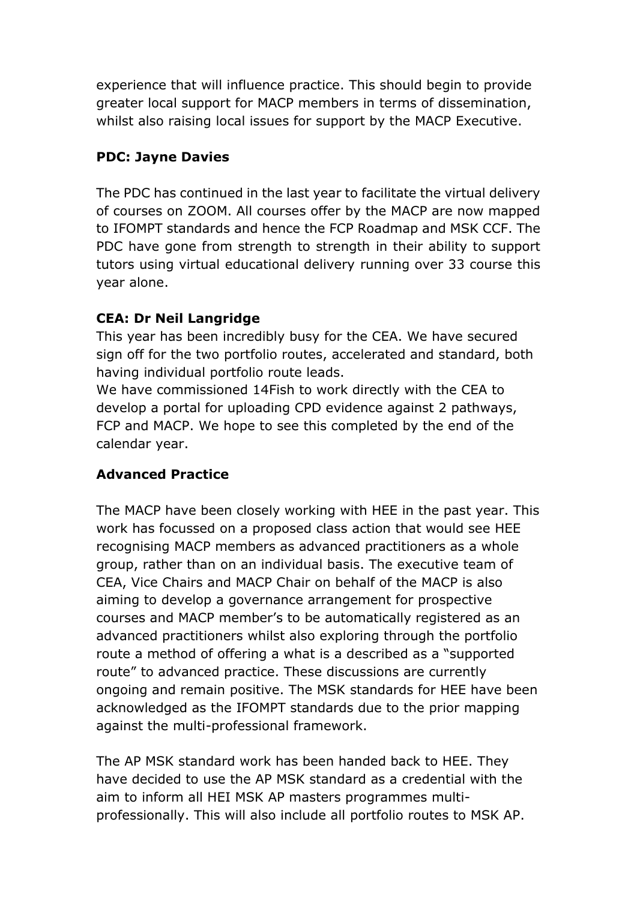experience that will influence practice. This should begin to provide greater local support for MACP members in terms of dissemination, whilst also raising local issues for support by the MACP Executive.

**PDC: Jayne Davies**

The PDC has continued in the last year to facilitate the virtual delivery of courses on ZOOM. All courses offer by the MACP are now mapped to IFOMPT standards and hence the FCP Roadmap and MSK CCF. The PDC have gone from strength to strength in their ability to support tutors using virtual educational delivery running over 33 course this year alone.

**CEA: Dr Neil Langridge**

This year has been incredibly busy for the CEA. We have secured sign off for the two portfolio routes, accelerated and standard, both having individual portfolio route leads.
We have commissioned 14Fish to work directly with the CEA to develop a portal for uploading CPD evidence against 2 pathways, FCP and MACP. We hope to see this completed by the end of the calendar year.

**Advanced Practice**

The MACP have been closely working with HEE in the past year. This work has focussed on a proposed class action that would see HEE recognising MACP members as advanced practitioners as a whole group, rather than on an individual basis. The executive team of CEA, Vice Chairs and MACP Chair on behalf of the MACP is also aiming to develop a governance arrangement for prospective courses and MACP member's to be automatically registered as an advanced practitioners whilst also exploring through the portfolio route a method of offering a what is a described as a "supported route" to advanced practice. These discussions are currently ongoing and remain positive. The MSK standards for HEE have been acknowledged as the IFOMPT standards due to the prior mapping against the multi-professional framework.

The AP MSK standard work has been handed back to HEE. They have decided to use the AP MSK standard as a credential with the aim to inform all HEI MSK AP masters programmes multi-professionally. This will also include all portfolio routes to MSK AP.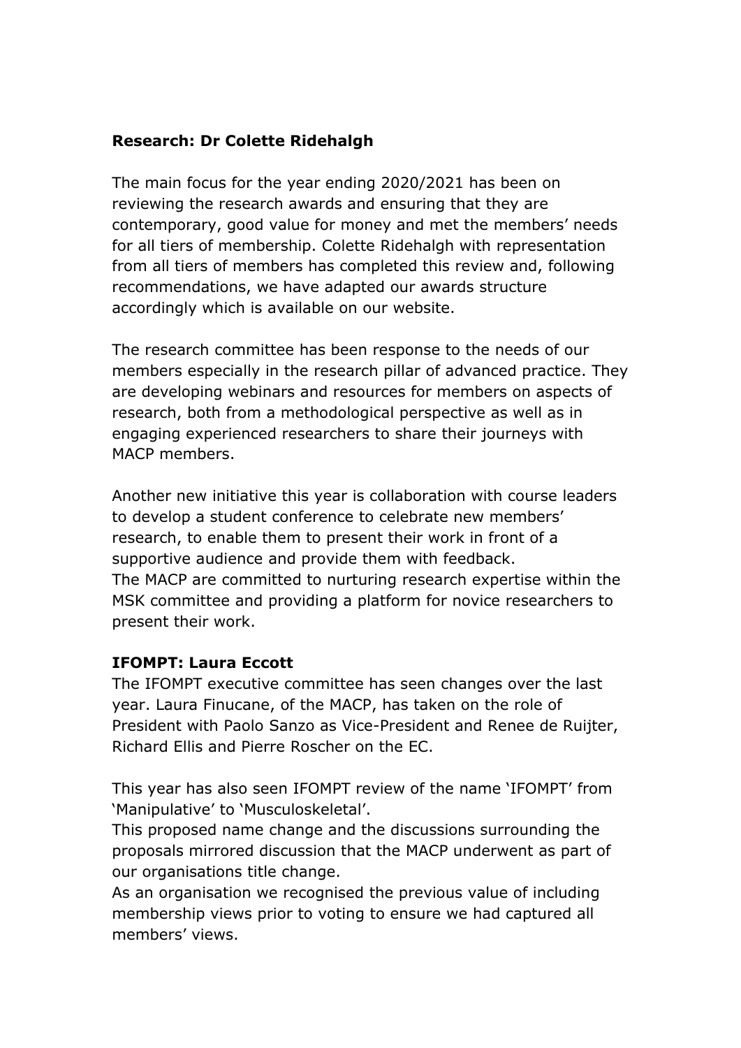**Research: Dr Colette Ridehalgh**

The main focus for the year ending 2020/2021 has been on reviewing the research awards and ensuring that they are contemporary, good value for money and met the members' needs for all tiers of membership. Colette Ridehalgh with representation from all tiers of members has completed this review and, following recommendations, we have adapted our awards structure accordingly which is available on our website.

The research committee has been response to the needs of our members especially in the research pillar of advanced practice. They are developing webinars and resources for members on aspects of research, both from a methodological perspective as well as in engaging experienced researchers to share their journeys with MACP members.

Another new initiative this year is collaboration with course leaders to develop a student conference to celebrate new members' research, to enable them to present their work in front of a supportive audience and provide them with feedback.
The MACP are committed to nurturing research expertise within the MSK committee and providing a platform for novice researchers to present their work.

**IFOMPT: Laura Eccott**

The IFOMPT executive committee has seen changes over the last year. Laura Finucane, of the MACP, has taken on the role of President with Paolo Sanzo as Vice-President and Renee de Ruijter, Richard Ellis and Pierre Roscher on the EC.

This year has also seen IFOMPT review of the name 'IFOMPT' from 'Manipulative' to 'Musculoskeletal'.
This proposed name change and the discussions surrounding the proposals mirrored discussion that the MACP underwent as part of our organisations title change.
As an organisation we recognised the previous value of including membership views prior to voting to ensure we had captured all members' views.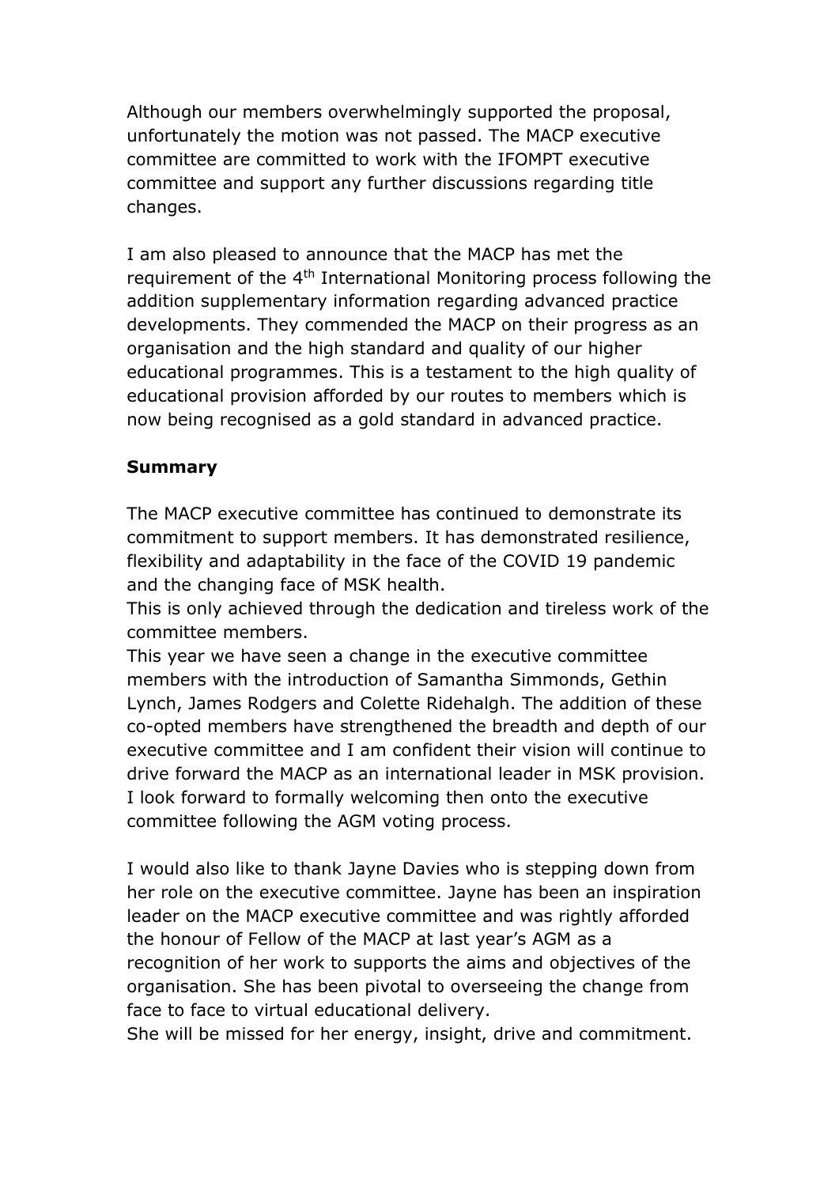Although our members overwhelmingly supported the proposal, unfortunately the motion was not passed. The MACP executive committee are committed to work with the IFOMPT executive committee and support any further discussions regarding title changes.

I am also pleased to announce that the MACP has met the requirement of the 4th International Monitoring process following the addition supplementary information regarding advanced practice developments. They commended the MACP on their progress as an organisation and the high standard and quality of our higher educational programmes. This is a testament to the high quality of educational provision afforded by our routes to members which is now being recognised as a gold standard in advanced practice.

**Summary**

The MACP executive committee has continued to demonstrate its commitment to support members. It has demonstrated resilience, flexibility and adaptability in the face of the COVID 19 pandemic and the changing face of MSK health.
This is only achieved through the dedication and tireless work of the committee members.
This year we have seen a change in the executive committee members with the introduction of Samantha Simmonds, Gethin Lynch, James Rodgers and Colette Ridehalgh. The addition of these co-opted members have strengthened the breadth and depth of our executive committee and I am confident their vision will continue to drive forward the MACP as an international leader in MSK provision. I look forward to formally welcoming then onto the executive committee following the AGM voting process.

I would also like to thank Jayne Davies who is stepping down from her role on the executive committee. Jayne has been an inspiration leader on the MACP executive committee and was rightly afforded the honour of Fellow of the MACP at last year's AGM as a recognition of her work to supports the aims and objectives of the organisation. She has been pivotal to overseeing the change from face to face to virtual educational delivery.
She will be missed for her energy, insight, drive and commitment.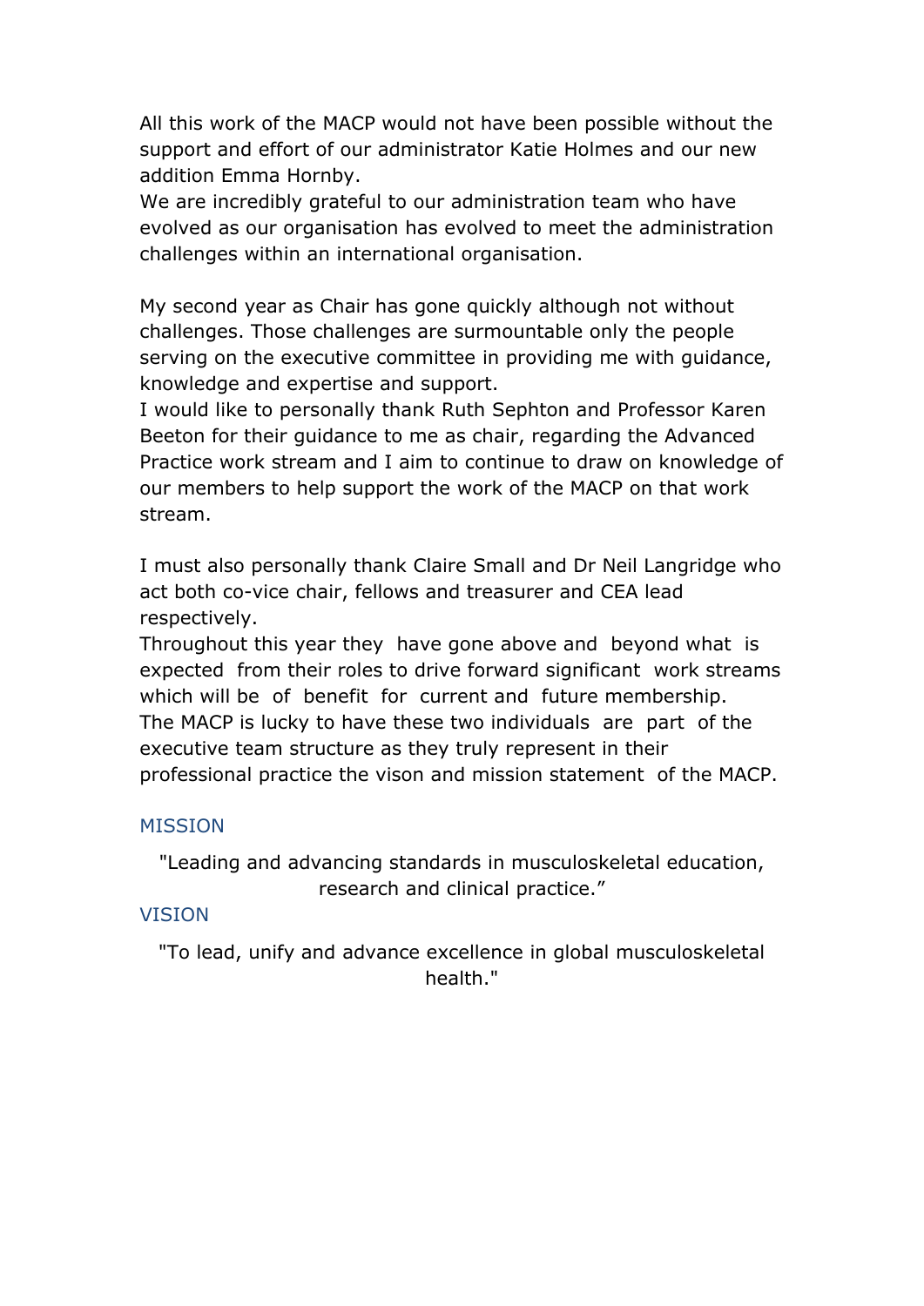All this work of the MACP would not have been possible without the support and effort of our administrator Katie Holmes and our new addition Emma Hornby.
We are incredibly grateful to our administration team who have evolved as our organisation has evolved to meet the administration challenges within an international organisation.

My second year as Chair has gone quickly although not without challenges. Those challenges are surmountable only the people serving on the executive committee in providing me with guidance, knowledge and expertise and support.
I would like to personally thank Ruth Sephton and Professor Karen Beeton for their guidance to me as chair, regarding the Advanced Practice work stream and I aim to continue to draw on knowledge of our members to help support the work of the MACP on that work stream.

I must also personally thank Claire Small and Dr Neil Langridge who act both co-vice chair, fellows and treasurer and CEA lead respectively.
Throughout this year they have gone above and beyond what is expected from their roles to drive forward significant work streams which will be of benefit for current and future membership.
The MACP is lucky to have these two individuals are part of the executive team structure as they truly represent in their professional practice the vison and mission statement of the MACP.

## MISSION

"Leading and advancing standards in musculoskeletal education, research and clinical practice."

## VISION

"To lead, unify and advance excellence in global musculoskeletal health."